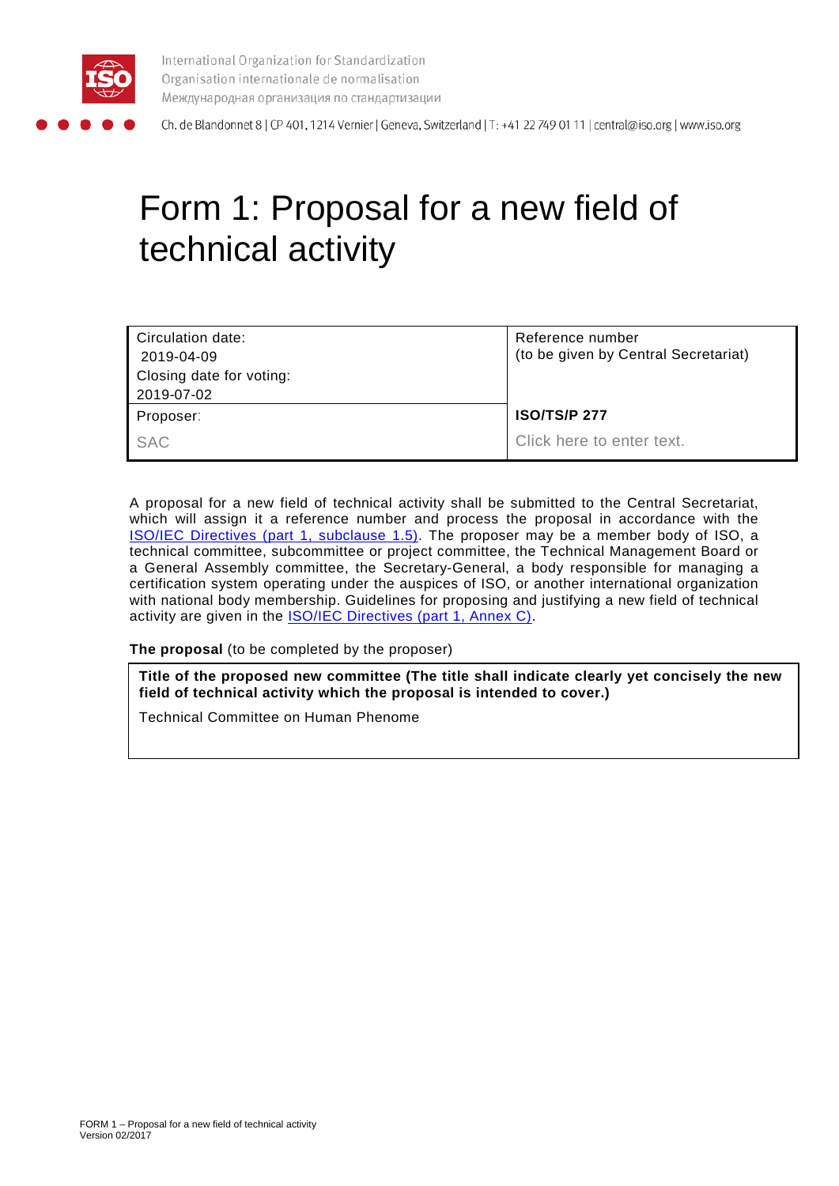International Organization for Standardization
Organisation internationale de normalisation
Международная организация по стандартизации

Ch. de Blandonnet 8 | CP 401, 1214 Vernier | Geneva, Switzerland | T: +41 22 749 01 11 | central@iso.org | www.iso.org

# Form 1: Proposal for a new field of technical activity

| Circulation date: 2019-04-09 Closing date for voting: 2019-07-02 | Reference number (to be given by Central Secretariat) |
|---|---|
| Proposer: SAC | **ISO/TS/P 277** Click here to enter text. |

A proposal for a new field of technical activity shall be submitted to the Central Secretariat, which will assign it a reference number and process the proposal in accordance with the ISO/IEC Directives (part 1, subclause 1.5). The proposer may be a member body of ISO, a technical committee, subcommittee or project committee, the Technical Management Board or a General Assembly committee, the Secretary-General, a body responsible for managing a certification system operating under the auspices of ISO, or another international organization with national body membership. Guidelines for proposing and justifying a new field of technical activity are given in the ISO/IEC Directives (part 1, Annex C).

**The proposal** (to be completed by the proposer)

**Title of the proposed new committee (The title shall indicate clearly yet concisely the new field of technical activity which the proposal is intended to cover.)**

Technical Committee on Human Phenome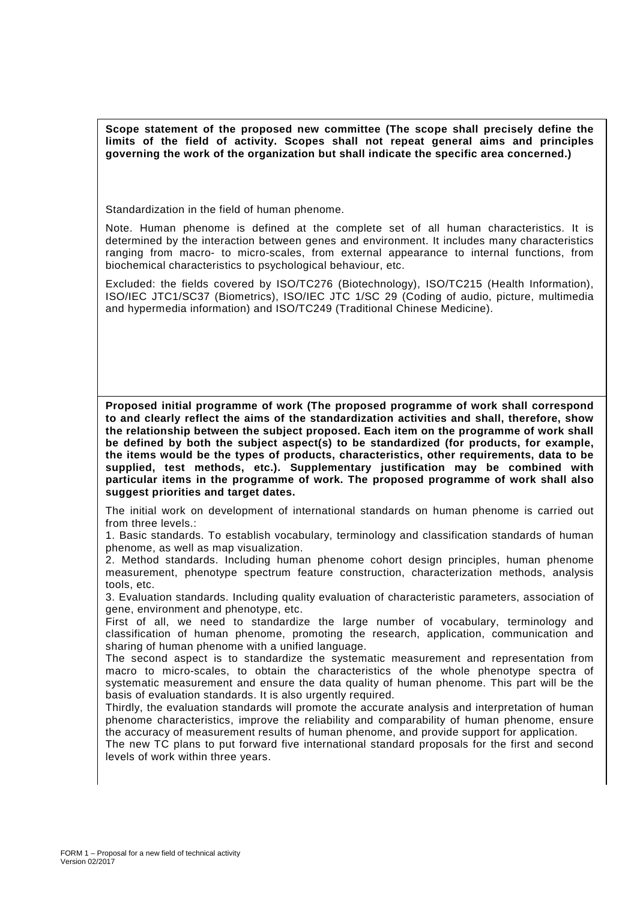**Scope statement of the proposed new committee (The scope shall precisely define the limits of the field of activity. Scopes shall not repeat general aims and principles governing the work of the organization but shall indicate the specific area concerned.)**

Standardization in the field of human phenome.

Note. Human phenome is defined at the complete set of all human characteristics. It is determined by the interaction between genes and environment. It includes many characteristics ranging from macro- to micro-scales, from external appearance to internal functions, from biochemical characteristics to psychological behaviour, etc.

Excluded: the fields covered by ISO/TC276 (Biotechnology), ISO/TC215 (Health Information), ISO/IEC JTC1/SC37 (Biometrics), ISO/IEC JTC 1/SC 29 (Coding of audio, picture, multimedia and hypermedia information) and ISO/TC249 (Traditional Chinese Medicine).

**Proposed initial programme of work (The proposed programme of work shall correspond to and clearly reflect the aims of the standardization activities and shall, therefore, show the relationship between the subject proposed. Each item on the programme of work shall be defined by both the subject aspect(s) to be standardized (for products, for example, the items would be the types of products, characteristics, other requirements, data to be supplied, test methods, etc.). Supplementary justification may be combined with particular items in the programme of work. The proposed programme of work shall also suggest priorities and target dates.**

The initial work on development of international standards on human phenome is carried out from three levels.:

1. Basic standards. To establish vocabulary, terminology and classification standards of human phenome, as well as map visualization.
2. Method standards. Including human phenome cohort design principles, human phenome measurement, phenotype spectrum feature construction, characterization methods, analysis tools, etc.
3. Evaluation standards. Including quality evaluation of characteristic parameters, association of gene, environment and phenotype, etc.

First of all, we need to standardize the large number of vocabulary, terminology and classification of human phenome, promoting the research, application, communication and sharing of human phenome with a unified language.

The second aspect is to standardize the systematic measurement and representation from macro to micro-scales, to obtain the characteristics of the whole phenotype spectra of systematic measurement and ensure the data quality of human phenome. This part will be the basis of evaluation standards. It is also urgently required.

Thirdly, the evaluation standards will promote the accurate analysis and interpretation of human phenome characteristics, improve the reliability and comparability of human phenome, ensure the accuracy of measurement results of human phenome, and provide support for application.

The new TC plans to put forward five international standard proposals for the first and second levels of work within three years.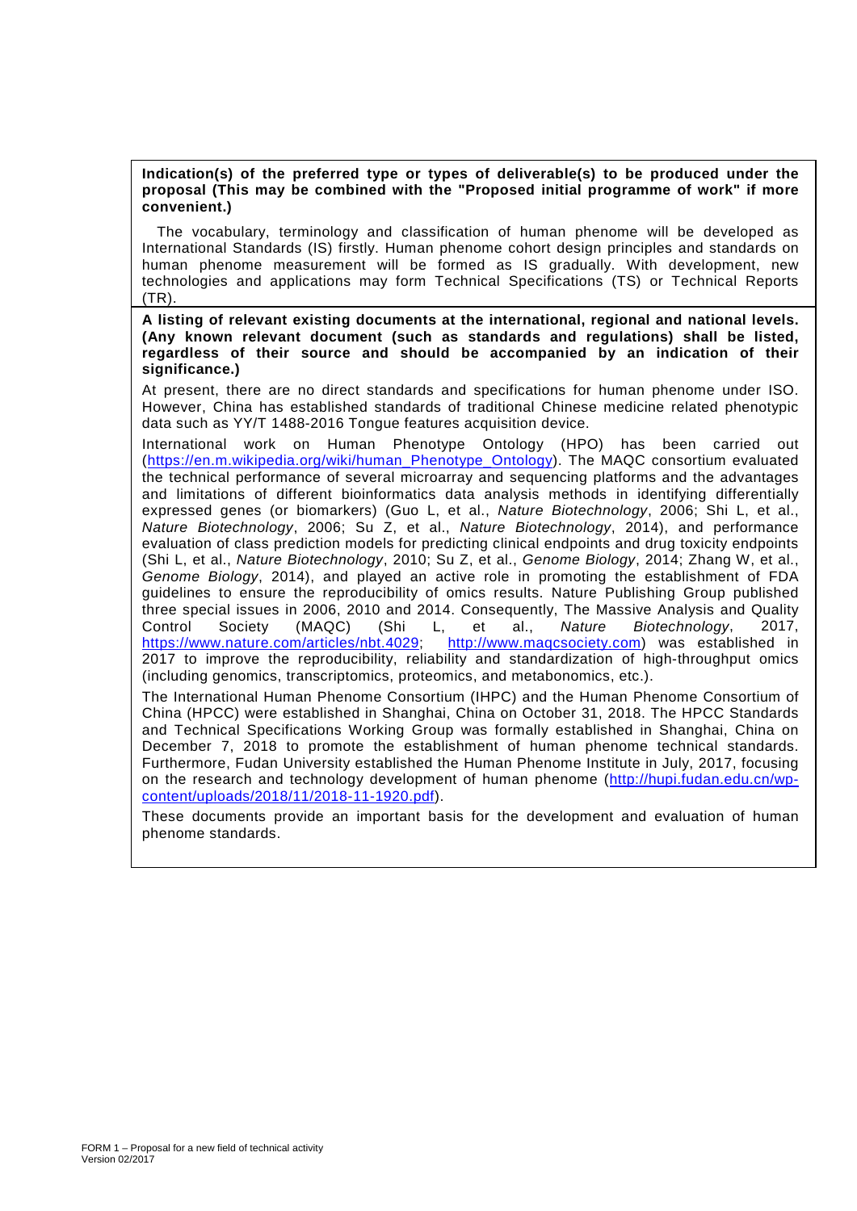**Indication(s) of the preferred type or types of deliverable(s) to be produced under the proposal (This may be combined with the "Proposed initial programme of work" if more convenient.)**

The vocabulary, terminology and classification of human phenome will be developed as International Standards (IS) firstly. Human phenome cohort design principles and standards on human phenome measurement will be formed as IS gradually. With development, new technologies and applications may form Technical Specifications (TS) or Technical Reports (TR).

**A listing of relevant existing documents at the international, regional and national levels. (Any known relevant document (such as standards and regulations) shall be listed, regardless of their source and should be accompanied by an indication of their significance.)**

At present, there are no direct standards and specifications for human phenome under ISO. However, China has established standards of traditional Chinese medicine related phenotypic data such as YY/T 1488-2016 Tongue features acquisition device.

International work on Human Phenotype Ontology (HPO) has been carried out (https://en.m.wikipedia.org/wiki/human_Phenotype_Ontology). The MAQC consortium evaluated the technical performance of several microarray and sequencing platforms and the advantages and limitations of different bioinformatics data analysis methods in identifying differentially expressed genes (or biomarkers) (Guo L, et al., *Nature Biotechnology*, 2006; Shi L, et al., *Nature Biotechnology*, 2006; Su Z, et al., *Nature Biotechnology*, 2014), and performance evaluation of class prediction models for predicting clinical endpoints and drug toxicity endpoints (Shi L, et al., *Nature Biotechnology*, 2010; Su Z, et al., *Genome Biology*, 2014; Zhang W, et al., *Genome Biology*, 2014), and played an active role in promoting the establishment of FDA guidelines to ensure the reproducibility of omics results. Nature Publishing Group published three special issues in 2006, 2010 and 2014. Consequently, The Massive Analysis and Quality Control Society (MAQC) (Shi L, et al., *Nature Biotechnology*, 2017, https://www.nature.com/articles/nbt.4029; http://www.maqcsociety.com) was established in 2017 to improve the reproducibility, reliability and standardization of high-throughput omics (including genomics, transcriptomics, proteomics, and metabonomics, etc.).

The International Human Phenome Consortium (IHPC) and the Human Phenome Consortium of China (HPCC) were established in Shanghai, China on October 31, 2018. The HPCC Standards and Technical Specifications Working Group was formally established in Shanghai, China on December 7, 2018 to promote the establishment of human phenome technical standards. Furthermore, Fudan University established the Human Phenome Institute in July, 2017, focusing on the research and technology development of human phenome (http://hupi.fudan.edu.cn/wp-content/uploads/2018/11/2018-11-1920.pdf).

These documents provide an important basis for the development and evaluation of human phenome standards.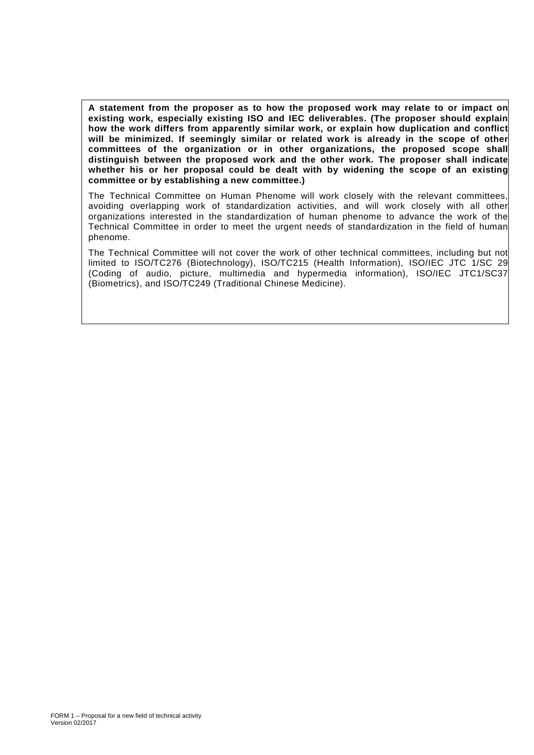**A statement from the proposer as to how the proposed work may relate to or impact on existing work, especially existing ISO and IEC deliverables. (The proposer should explain how the work differs from apparently similar work, or explain how duplication and conflict will be minimized. If seemingly similar or related work is already in the scope of other committees of the organization or in other organizations, the proposed scope shall distinguish between the proposed work and the other work. The proposer shall indicate whether his or her proposal could be dealt with by widening the scope of an existing committee or by establishing a new committee.)**

The Technical Committee on Human Phenome will work closely with the relevant committees, avoiding overlapping work of standardization activities, and will work closely with all other organizations interested in the standardization of human phenome to advance the work of the Technical Committee in order to meet the urgent needs of standardization in the field of human phenome.

The Technical Committee will not cover the work of other technical committees, including but not limited to ISO/TC276 (Biotechnology), ISO/TC215 (Health Information), ISO/IEC JTC 1/SC 29 (Coding of audio, picture, multimedia and hypermedia information), ISO/IEC JTC1/SC37 (Biometrics), and ISO/TC249 (Traditional Chinese Medicine).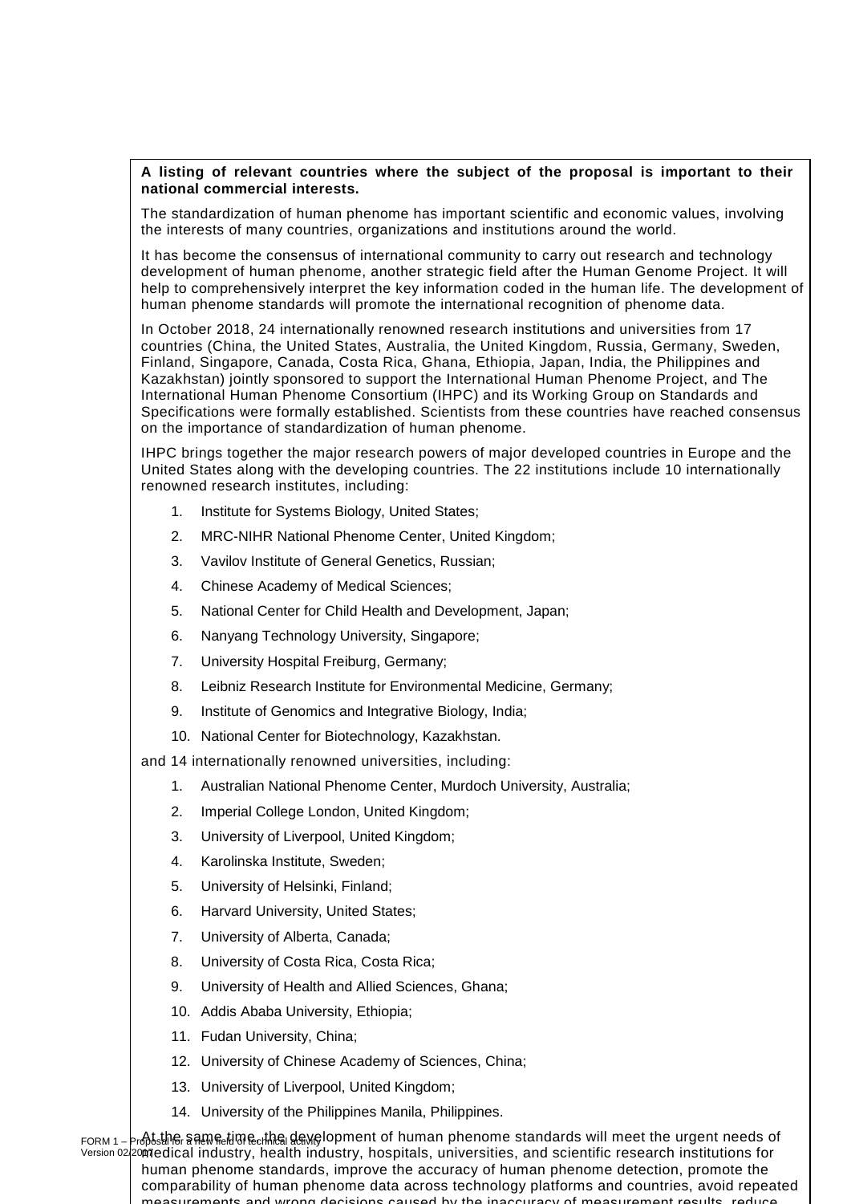**A listing of relevant countries where the subject of the proposal is important to their national commercial interests.**

The standardization of human phenome has important scientific and economic values, involving the interests of many countries, organizations and institutions around the world.

It has become the consensus of international community to carry out research and technology development of human phenome, another strategic field after the Human Genome Project. It will help to comprehensively interpret the key information coded in the human life. The development of human phenome standards will promote the international recognition of phenome data.

In October 2018, 24 internationally renowned research institutions and universities from 17 countries (China, the United States, Australia, the United Kingdom, Russia, Germany, Sweden, Finland, Singapore, Canada, Costa Rica, Ghana, Ethiopia, Japan, India, the Philippines and Kazakhstan) jointly sponsored to support the International Human Phenome Project, and The International Human Phenome Consortium (IHPC) and its Working Group on Standards and Specifications were formally established. Scientists from these countries have reached consensus on the importance of standardization of human phenome.

IHPC brings together the major research powers of major developed countries in Europe and the United States along with the developing countries. The 22 institutions include 10 internationally renowned research institutes, including:

1. Institute for Systems Biology, United States;
2. MRC-NIHR National Phenome Center, United Kingdom;
3. Vavilov Institute of General Genetics, Russian;
4. Chinese Academy of Medical Sciences;
5. National Center for Child Health and Development, Japan;
6. Nanyang Technology University, Singapore;
7. University Hospital Freiburg, Germany;
8. Leibniz Research Institute for Environmental Medicine, Germany;
9. Institute of Genomics and Integrative Biology, India;
10. National Center for Biotechnology, Kazakhstan.

and 14 internationally renowned universities, including:

1. Australian National Phenome Center, Murdoch University, Australia;
2. Imperial College London, United Kingdom;
3. University of Liverpool, United Kingdom;
4. Karolinska Institute, Sweden;
5. University of Helsinki, Finland;
6. Harvard University, United States;
7. University of Alberta, Canada;
8. University of Costa Rica, Costa Rica;
9. University of Health and Allied Sciences, Ghana;
10. Addis Ababa University, Ethiopia;
11. Fudan University, China;
12. University of Chinese Academy of Sciences, China;
13. University of Liverpool, United Kingdom;
14. University of the Philippines Manila, Philippines.

At the same time, the development of human phenome standards will meet the urgent needs of medical industry, health industry, hospitals, universities, and scientific research institutions for human phenome standards, improve the accuracy of human phenome detection, promote the comparability of human phenome data across technology platforms and countries, avoid repeated measurements and wrong decisions caused by the inaccuracy of measurement results, reduce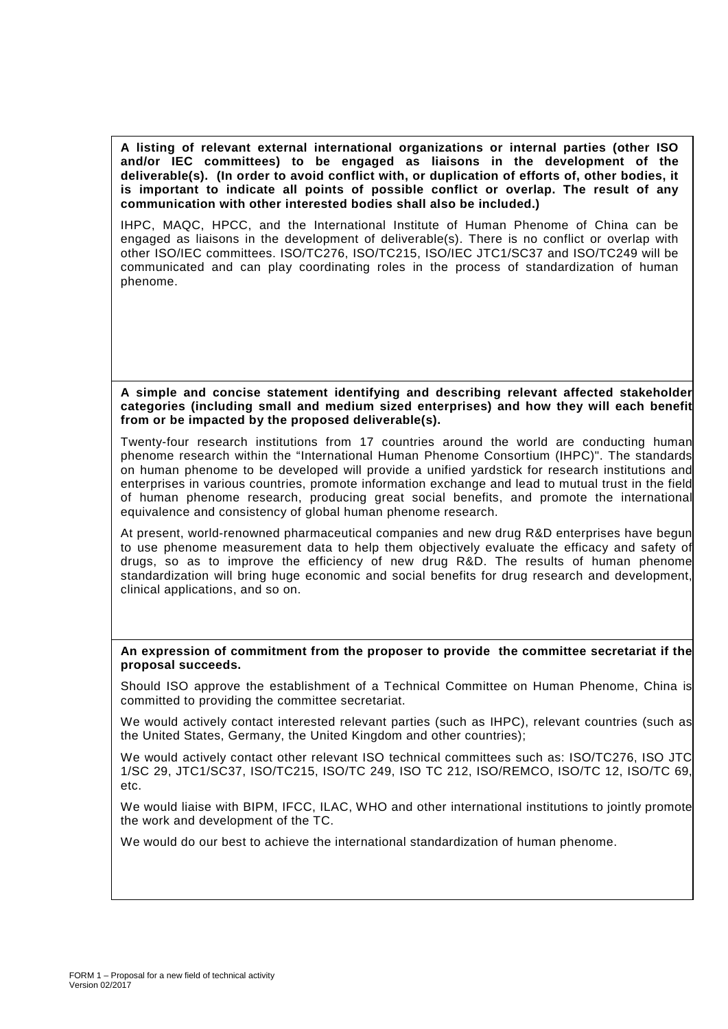**A listing of relevant external international organizations or internal parties (other ISO and/or IEC committees) to be engaged as liaisons in the development of the deliverable(s). (In order to avoid conflict with, or duplication of efforts of, other bodies, it is important to indicate all points of possible conflict or overlap. The result of any communication with other interested bodies shall also be included.)**

IHPC, MAQC, HPCC, and the International Institute of Human Phenome of China can be engaged as liaisons in the development of deliverable(s). There is no conflict or overlap with other ISO/IEC committees. ISO/TC276, ISO/TC215, ISO/IEC JTC1/SC37 and ISO/TC249 will be communicated and can play coordinating roles in the process of standardization of human phenome.

**A simple and concise statement identifying and describing relevant affected stakeholder categories (including small and medium sized enterprises) and how they will each benefit from or be impacted by the proposed deliverable(s).**

Twenty-four research institutions from 17 countries around the world are conducting human phenome research within the "International Human Phenome Consortium (IHPC)". The standards on human phenome to be developed will provide a unified yardstick for research institutions and enterprises in various countries, promote information exchange and lead to mutual trust in the field of human phenome research, producing great social benefits, and promote the international equivalence and consistency of global human phenome research.

At present, world-renowned pharmaceutical companies and new drug R&D enterprises have begun to use phenome measurement data to help them objectively evaluate the efficacy and safety of drugs, so as to improve the efficiency of new drug R&D. The results of human phenome standardization will bring huge economic and social benefits for drug research and development, clinical applications, and so on.

**An expression of commitment from the proposer to provide the committee secretariat if the proposal succeeds.**

Should ISO approve the establishment of a Technical Committee on Human Phenome, China is committed to providing the committee secretariat.

We would actively contact interested relevant parties (such as IHPC), relevant countries (such as the United States, Germany, the United Kingdom and other countries);

We would actively contact other relevant ISO technical committees such as: ISO/TC276, ISO JTC 1/SC 29, JTC1/SC37, ISO/TC215, ISO/TC 249, ISO TC 212, ISO/REMCO, ISO/TC 12, ISO/TC 69, etc.

We would liaise with BIPM, IFCC, ILAC, WHO and other international institutions to jointly promote the work and development of the TC.

We would do our best to achieve the international standardization of human phenome.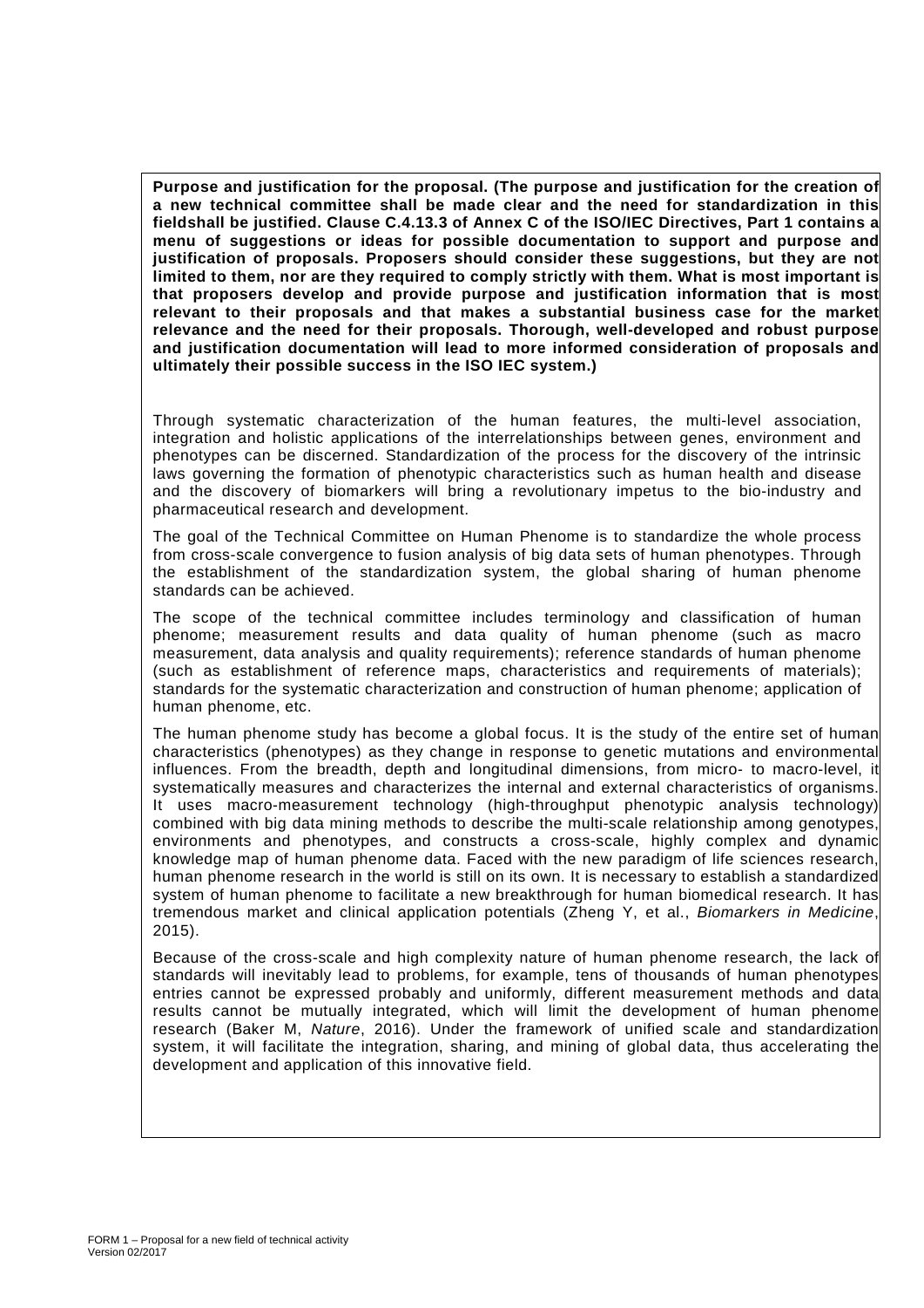**Purpose and justification for the proposal. (The purpose and justification for the creation of a new technical committee shall be made clear and the need for standardization in this fieldshall be justified. Clause C.4.13.3 of Annex C of the ISO/IEC Directives, Part 1 contains a menu of suggestions or ideas for possible documentation to support and purpose and justification of proposals. Proposers should consider these suggestions, but they are not limited to them, nor are they required to comply strictly with them. What is most important is that proposers develop and provide purpose and justification information that is most relevant to their proposals and that makes a substantial business case for the market relevance and the need for their proposals. Thorough, well-developed and robust purpose and justification documentation will lead to more informed consideration of proposals and ultimately their possible success in the ISO IEC system.)**

Through systematic characterization of the human features, the multi-level association, integration and holistic applications of the interrelationships between genes, environment and phenotypes can be discerned. Standardization of the process for the discovery of the intrinsic laws governing the formation of phenotypic characteristics such as human health and disease and the discovery of biomarkers will bring a revolutionary impetus to the bio-industry and pharmaceutical research and development.

The goal of the Technical Committee on Human Phenome is to standardize the whole process from cross-scale convergence to fusion analysis of big data sets of human phenotypes. Through the establishment of the standardization system, the global sharing of human phenome standards can be achieved.

The scope of the technical committee includes terminology and classification of human phenome; measurement results and data quality of human phenome (such as macro measurement, data analysis and quality requirements); reference standards of human phenome (such as establishment of reference maps, characteristics and requirements of materials); standards for the systematic characterization and construction of human phenome; application of human phenome, etc.

The human phenome study has become a global focus. It is the study of the entire set of human characteristics (phenotypes) as they change in response to genetic mutations and environmental influences. From the breadth, depth and longitudinal dimensions, from micro- to macro-level, it systematically measures and characterizes the internal and external characteristics of organisms. It uses macro-measurement technology (high-throughput phenotypic analysis technology) combined with big data mining methods to describe the multi-scale relationship among genotypes, environments and phenotypes, and constructs a cross-scale, highly complex and dynamic knowledge map of human phenome data. Faced with the new paradigm of life sciences research, human phenome research in the world is still on its own. It is necessary to establish a standardized system of human phenome to facilitate a new breakthrough for human biomedical research. It has tremendous market and clinical application potentials (Zheng Y, et al., *Biomarkers in Medicine*, 2015).

Because of the cross-scale and high complexity nature of human phenome research, the lack of standards will inevitably lead to problems, for example, tens of thousands of human phenotypes entries cannot be expressed probably and uniformly, different measurement methods and data results cannot be mutually integrated, which will limit the development of human phenome research (Baker M, *Nature*, 2016). Under the framework of unified scale and standardization system, it will facilitate the integration, sharing, and mining of global data, thus accelerating the development and application of this innovative field.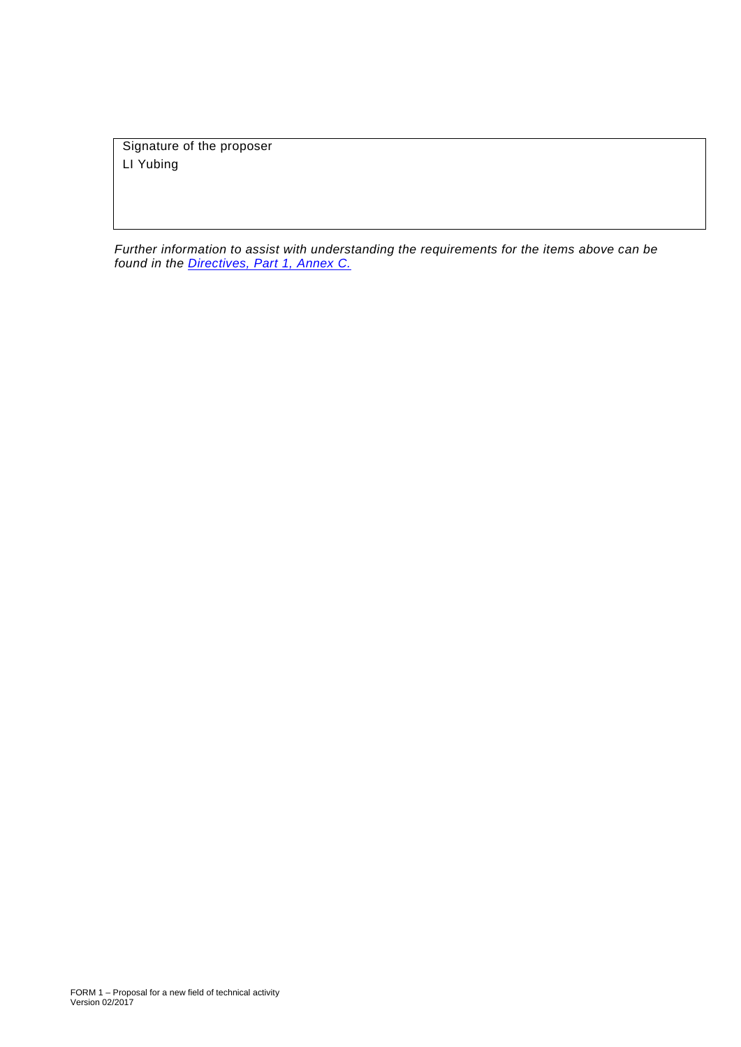| |
|---|
| Signature of the proposer<br>LI Yubing |

*Further information to assist with understanding the requirements for the items above can be found in the [Directives, Part 1, Annex C.]*